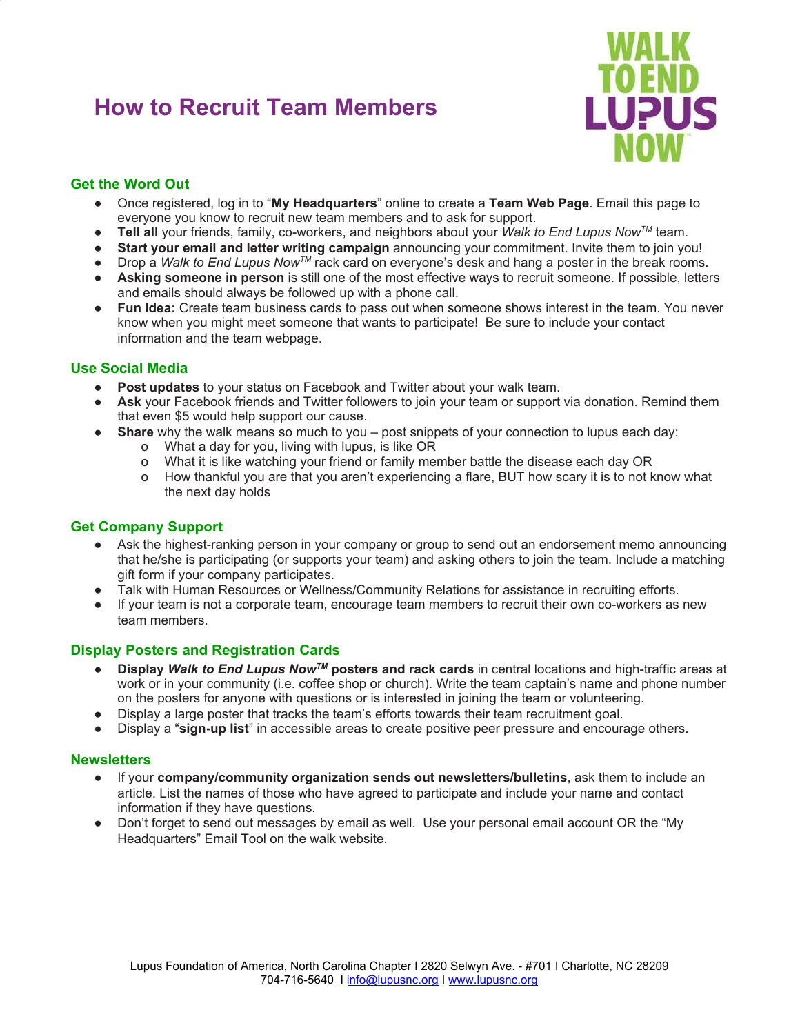# How to Recruit Team Members

WALK TO END LUPUS NOW

## Get the Word Out

- Once registered, log in to "**My Headquarters**" online to create a **Team Web Page**. Email this page to everyone you know to recruit new team members and to ask for support.
- **Tell all** your friends, family, co-workers, and neighbors about your *Walk to End Lupus Now™* team.
- **Start your email and letter writing campaign** announcing your commitment. Invite them to join you!
- Drop a *Walk to End Lupus Now™* rack card on everyone's desk and hang a poster in the break rooms.
- **Asking someone in person** is still one of the most effective ways to recruit someone. If possible, letters and emails should always be followed up with a phone call.
- **Fun Idea:** Create team business cards to pass out when someone shows interest in the team. You never know when you might meet someone that wants to participate! Be sure to include your contact information and the team webpage.

## Use Social Media

- **Post updates** to your status on Facebook and Twitter about your walk team.
- **Ask** your Facebook friends and Twitter followers to join your team or support via donation. Remind them that even $5 would help support our cause.
- **Share** why the walk means so much to you – post snippets of your connection to lupus each day:
  - What a day for you, living with lupus, is like OR
  - What it is like watching your friend or family member battle the disease each day OR
  - How thankful you are that you aren't experiencing a flare, BUT how scary it is to not know what the next day holds

## Get Company Support

- Ask the highest-ranking person in your company or group to send out an endorsement memo announcing that he/she is participating (or supports your team) and asking others to join the team. Include a matching gift form if your company participates.
- Talk with Human Resources or Wellness/Community Relations for assistance in recruiting efforts.
- If your team is not a corporate team, encourage team members to recruit their own co-workers as new team members.

## Display Posters and Registration Cards

- **Display *Walk to End Lupus Now™* posters and rack cards** in central locations and high-traffic areas at work or in your community (i.e. coffee shop or church). Write the team captain's name and phone number on the posters for anyone with questions or is interested in joining the team or volunteering.
- Display a large poster that tracks the team's efforts towards their team recruitment goal.
- Display a "**sign-up list**" in accessible areas to create positive peer pressure and encourage others.

## Newsletters

- If your **company/community organization sends out newsletters/bulletins**, ask them to include an article. List the names of those who have agreed to participate and include your name and contact information if they have questions.
- Don't forget to send out messages by email as well. Use your personal email account OR the "My Headquarters" Email Tool on the walk website.

Lupus Foundation of America, North Carolina Chapter I 2820 Selwyn Ave. - #701 I Charlotte, NC 28209
704-716-5640 I info@lupusnc.org I www.lupusnc.org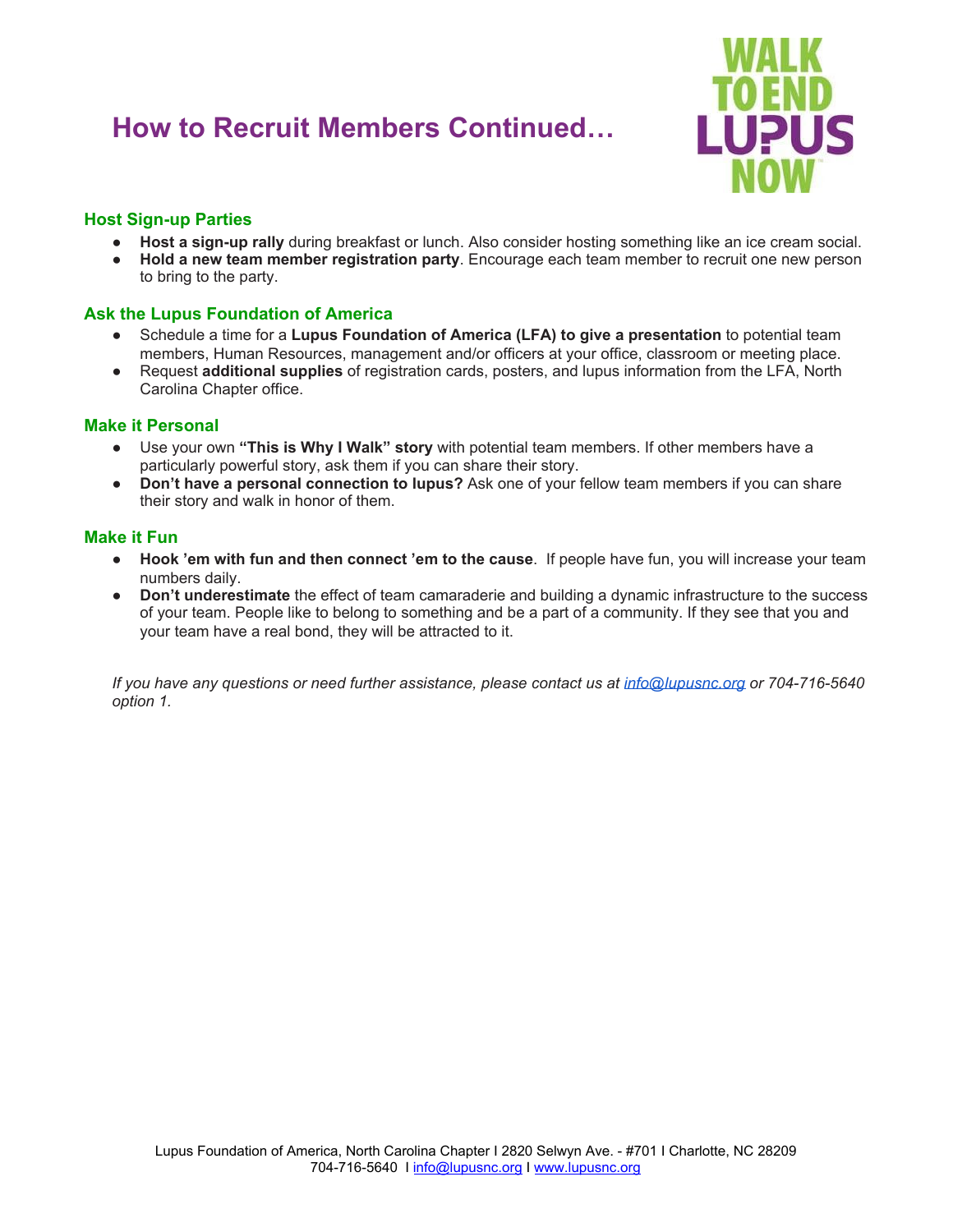# How to Recruit Members Continued…

### Host Sign-up Parties

- **Host a sign-up rally** during breakfast or lunch. Also consider hosting something like an ice cream social.
- **Hold a new team member registration party**. Encourage each team member to recruit one new person to bring to the party.

### Ask the Lupus Foundation of America

- Schedule a time for a **Lupus Foundation of America (LFA) to give a presentation** to potential team members, Human Resources, management and/or officers at your office, classroom or meeting place.
- Request **additional supplies** of registration cards, posters, and lupus information from the LFA, North Carolina Chapter office.

### Make it Personal

- Use your own **"This is Why I Walk" story** with potential team members. If other members have a particularly powerful story, ask them if you can share their story.
- **Don't have a personal connection to lupus?** Ask one of your fellow team members if you can share their story and walk in honor of them.

### Make it Fun

- **Hook 'em with fun and then connect 'em to the cause**. If people have fun, you will increase your team numbers daily.
- **Don't underestimate** the effect of team camaraderie and building a dynamic infrastructure to the success of your team. People like to belong to something and be a part of a community. If they see that you and your team have a real bond, they will be attracted to it.

*If you have any questions or need further assistance, please contact us at info@lupusnc.org or 704-716-5640 option 1.*

Lupus Foundation of America, North Carolina Chapter I 2820 Selwyn Ave. - #701 I Charlotte, NC 28209
704-716-5640 I info@lupusnc.org I www.lupusnc.org